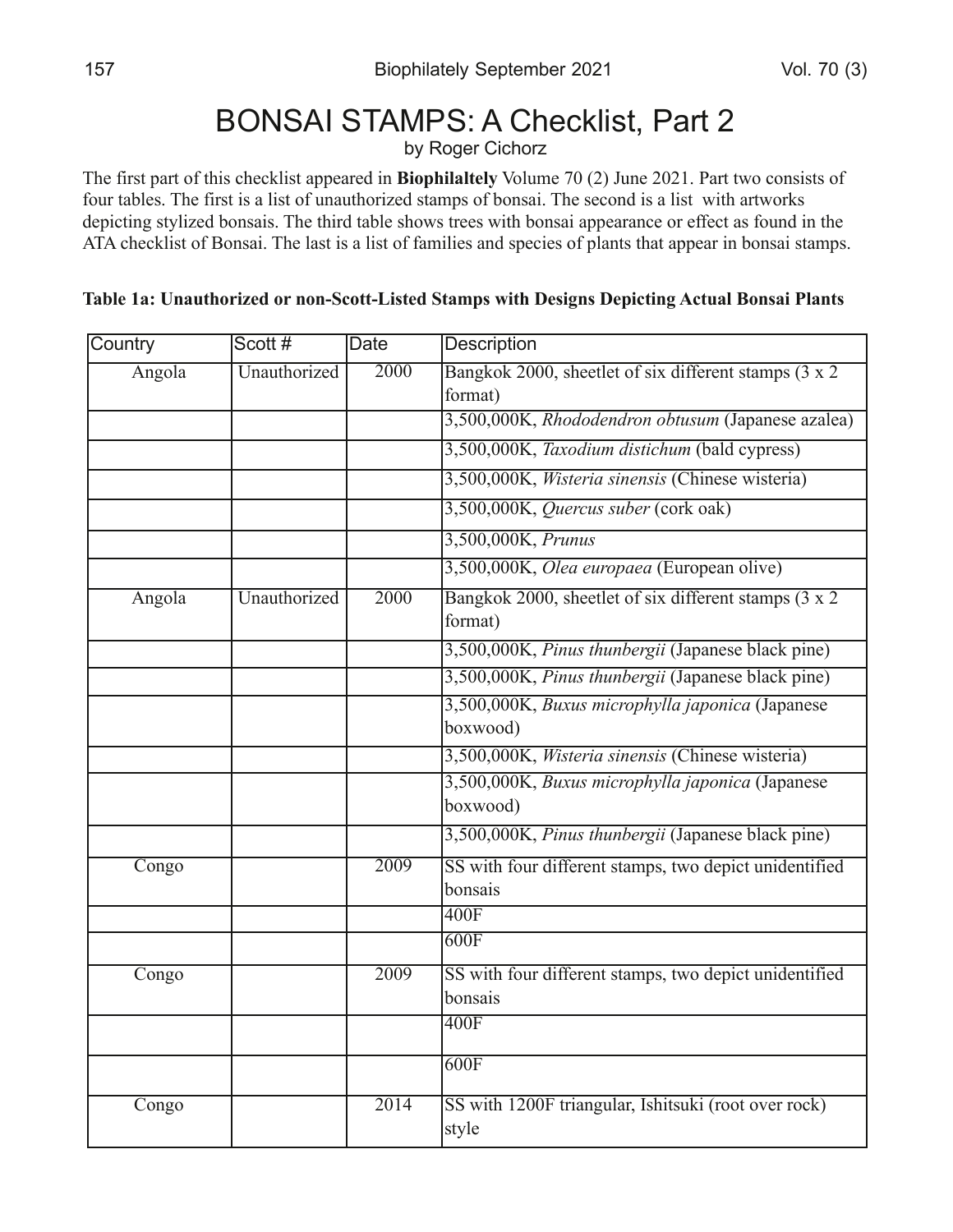# BONSAI STAMPS: A Checklist, Part 2

by Roger Cichorz

The first part of this checklist appeared in **Biophilaltely** Volume 70 (2) June 2021. Part two consists of four tables. The first is a list of unauthorized stamps of bonsai. The second is a list with artworks depicting stylized bonsais. The third table shows trees with bonsai appearance or effect as found in the ATA checklist of Bonsai. The last is a list of families and species of plants that appear in bonsai stamps.

**Table 1a: Unauthorized or non-Scott-Listed Stamps with Designs Depicting Actual Bonsai Plants**

| Country | Scott # | Date | Description |
|---|---|---|---|
| Angola | Unauthorized | 2000 | Bangkok 2000, sheetlet of six different stamps (3 x 2 format) |
| | | | 3,500,000K, *Rhododendron obtusum* (Japanese azalea) |
| | | | 3,500,000K, *Taxodium distichum* (bald cypress) |
| | | | 3,500,000K, *Wisteria sinensis* (Chinese wisteria) |
| | | | 3,500,000K, *Quercus suber* (cork oak) |
| | | | 3,500,000K, *Prunus* |
| | | | 3,500,000K, *Olea europaea* (European olive) |
| Angola | Unauthorized | 2000 | Bangkok 2000, sheetlet of six different stamps (3 x 2 format) |
| | | | 3,500,000K, *Pinus thunbergii* (Japanese black pine) |
| | | | 3,500,000K, *Pinus thunbergii* (Japanese black pine) |
| | | | 3,500,000K, *Buxus microphylla japonica* (Japanese boxwood) |
| | | | 3,500,000K, *Wisteria sinensis* (Chinese wisteria) |
| | | | 3,500,000K, *Buxus microphylla japonica* (Japanese boxwood) |
| | | | 3,500,000K, *Pinus thunbergii* (Japanese black pine) |
| Congo | | 2009 | SS with four different stamps, two depict unidentified bonsais |
| | | | 400F |
| | | | 600F |
| Congo | | 2009 | SS with four different stamps, two depict unidentified bonsais |
| | | | 400F |
| | | | 600F |
| Congo | | 2014 | SS with 1200F triangular, Ishitsuki (root over rock) style |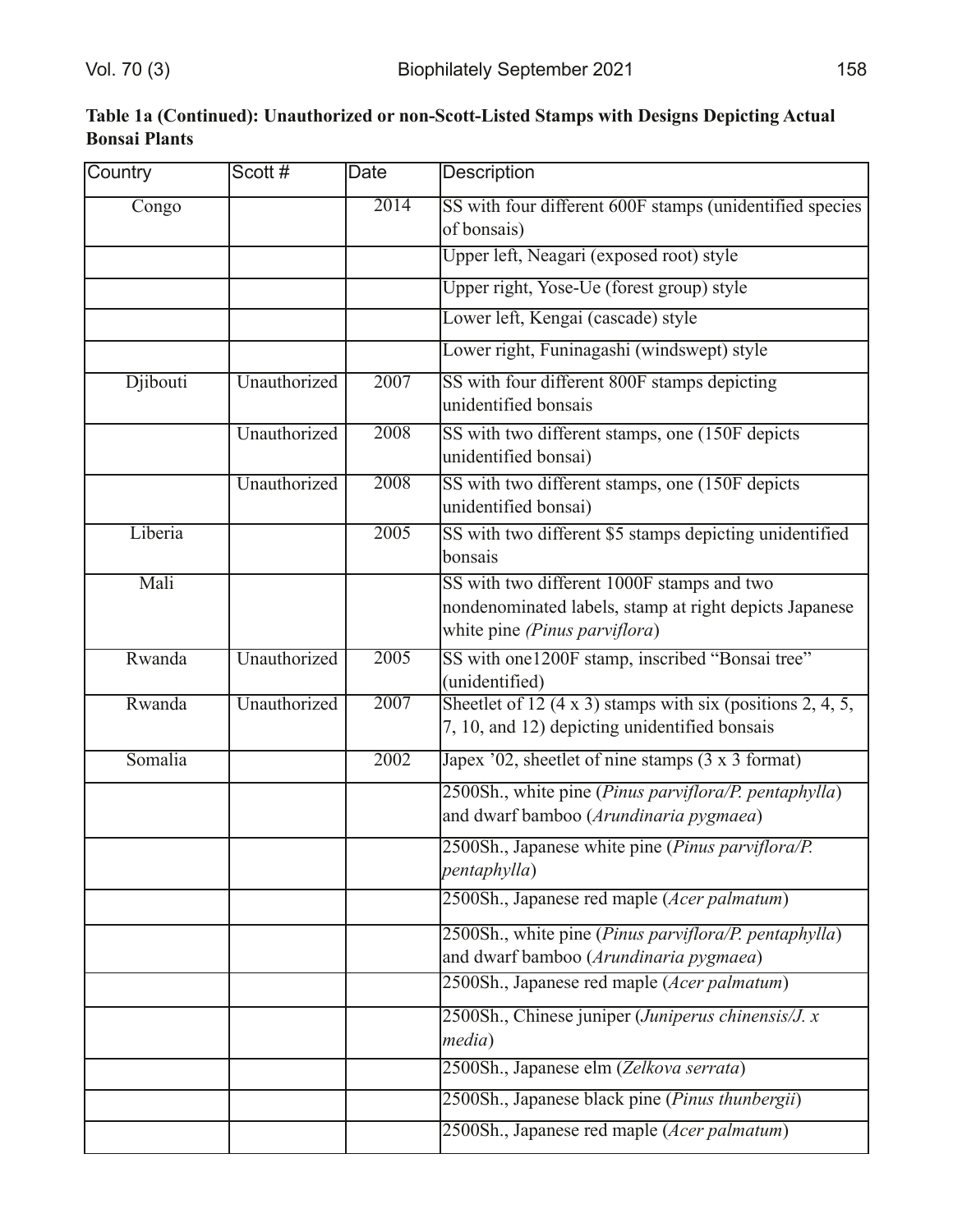**Table 1a (Continued): Unauthorized or non-Scott-Listed Stamps with Designs Depicting Actual Bonsai Plants**

| Country | Scott # | Date | Description |
|---|---|---|---|
| Congo | | 2014 | SS with four different 600F stamps (unidentified species of bonsais) |
| | | | Upper left, Neagari (exposed root) style |
| | | | Upper right, Yose-Ue (forest group) style |
| | | | Lower left, Kengai (cascade) style |
| | | | Lower right, Funinagashi (windswept) style |
| Djibouti | Unauthorized | 2007 | SS with four different 800F stamps depicting unidentified bonsais |
| | Unauthorized | 2008 | SS with two different stamps, one (150F depicts unidentified bonsai) |
| | Unauthorized | 2008 | SS with two different stamps, one (150F depicts unidentified bonsai) |
| Liberia | | 2005 | SS with two different $5 stamps depicting unidentified bonsais |
| Mali | | | SS with two different 1000F stamps and two nondenominated labels, stamp at right depicts Japanese white pine *(Pinus parviflora)* |
| Rwanda | Unauthorized | 2005 | SS with one1200F stamp, inscribed "Bonsai tree" (unidentified) |
| Rwanda | Unauthorized | 2007 | Sheetlet of 12 (4 x 3) stamps with six (positions 2, 4, 5, 7, 10, and 12) depicting unidentified bonsais |
| Somalia | | 2002 | Japex '02, sheetlet of nine stamps (3 x 3 format) |
| | | | 2500Sh., white pine (*Pinus parviflora/P. pentaphylla*) and dwarf bamboo (*Arundinaria pygmaea*) |
| | | | 2500Sh., Japanese white pine (*Pinus parviflora/P. pentaphylla*) |
| | | | 2500Sh., Japanese red maple (*Acer palmatum*) |
| | | | 2500Sh., white pine (*Pinus parviflora/P. pentaphylla*) and dwarf bamboo (*Arundinaria pygmaea*) |
| | | | 2500Sh., Japanese red maple (*Acer palmatum*) |
| | | | 2500Sh., Chinese juniper (*Juniperus chinensis/J. x media*) |
| | | | 2500Sh., Japanese elm (*Zelkova serrata*) |
| | | | 2500Sh., Japanese black pine (*Pinus thunbergii*) |
| | | | 2500Sh., Japanese red maple (*Acer palmatum*) |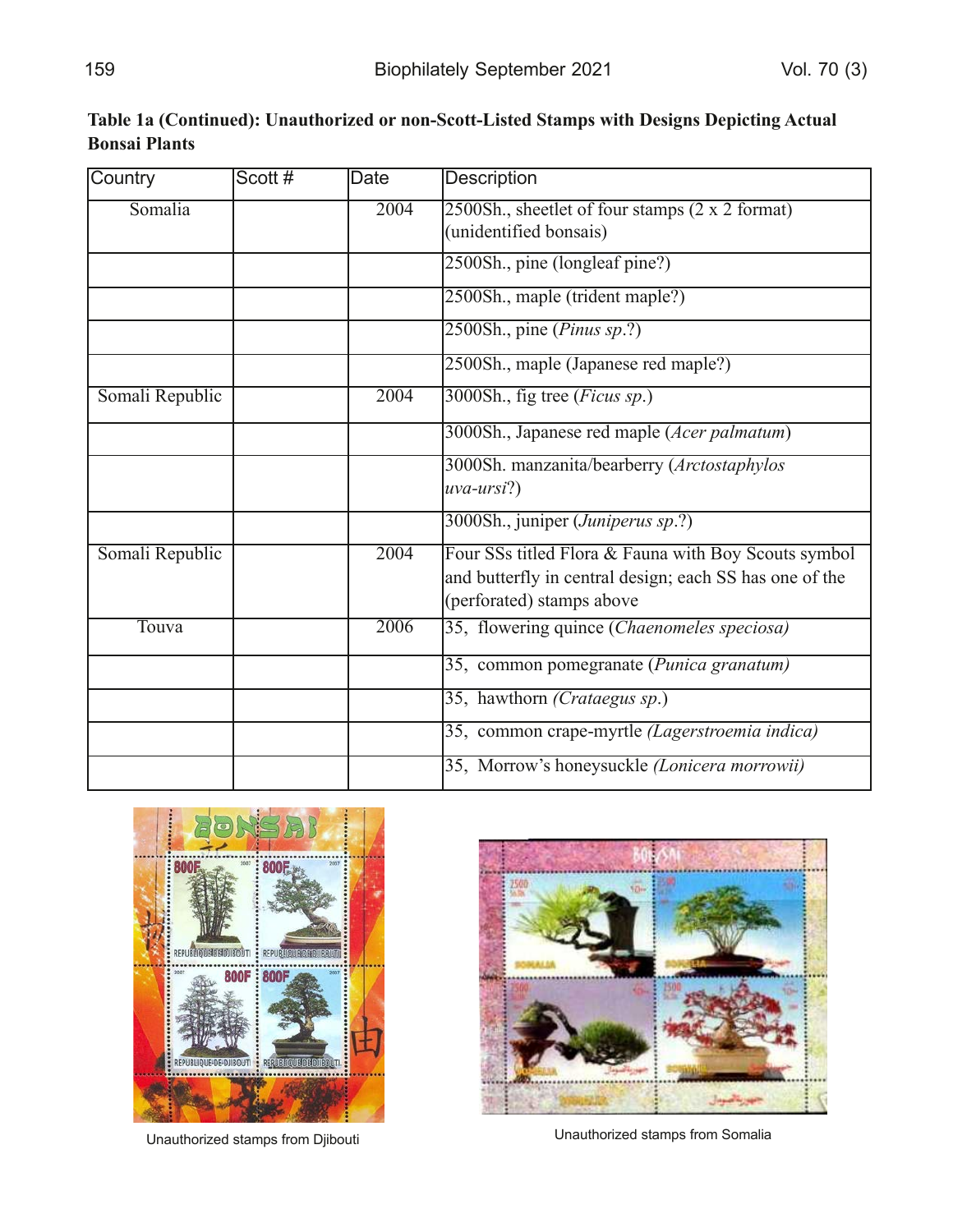**Table 1a (Continued): Unauthorized or non-Scott-Listed Stamps with Designs Depicting Actual Bonsai Plants**

| Country | Scott # | Date | Description |
|---|---|---|---|
| Somalia | | 2004 | 2500Sh., sheetlet of four stamps (2 x 2 format) (unidentified bonsais) |
| | | | 2500Sh., pine (longleaf pine?) |
| | | | 2500Sh., maple (trident maple?) |
| | | | 2500Sh., pine (*Pinus sp*.?) |
| | | | 2500Sh., maple (Japanese red maple?) |
| Somali Republic | | 2004 | 3000Sh., fig tree (*Ficus sp*.) |
| | | | 3000Sh., Japanese red maple (*Acer palmatum*) |
| | | | 3000Sh. manzanita/bearberry (*Arctostaphylos uva-ursi*?) |
| | | | 3000Sh., juniper (*Juniperus sp*.?) |
| Somali Republic | | 2004 | Four SSs titled Flora & Fauna with Boy Scouts symbol and butterfly in central design; each SS has one of the (perforated) stamps above |
| Touva | | 2006 | 35, flowering quince (*Chaenomeles speciosa)* |
| | | | 35, common pomegranate (*Punica granatum)* |
| | | | 35, hawthorn *(Crataegus sp*.) |
| | | | 35, common crape-myrtle *(Lagerstroemia indica)* |
| | | | 35, Morrow's honeysuckle *(Lonicera morrowii)* |

Unauthorized stamps from Djibouti

Unauthorized stamps from Somalia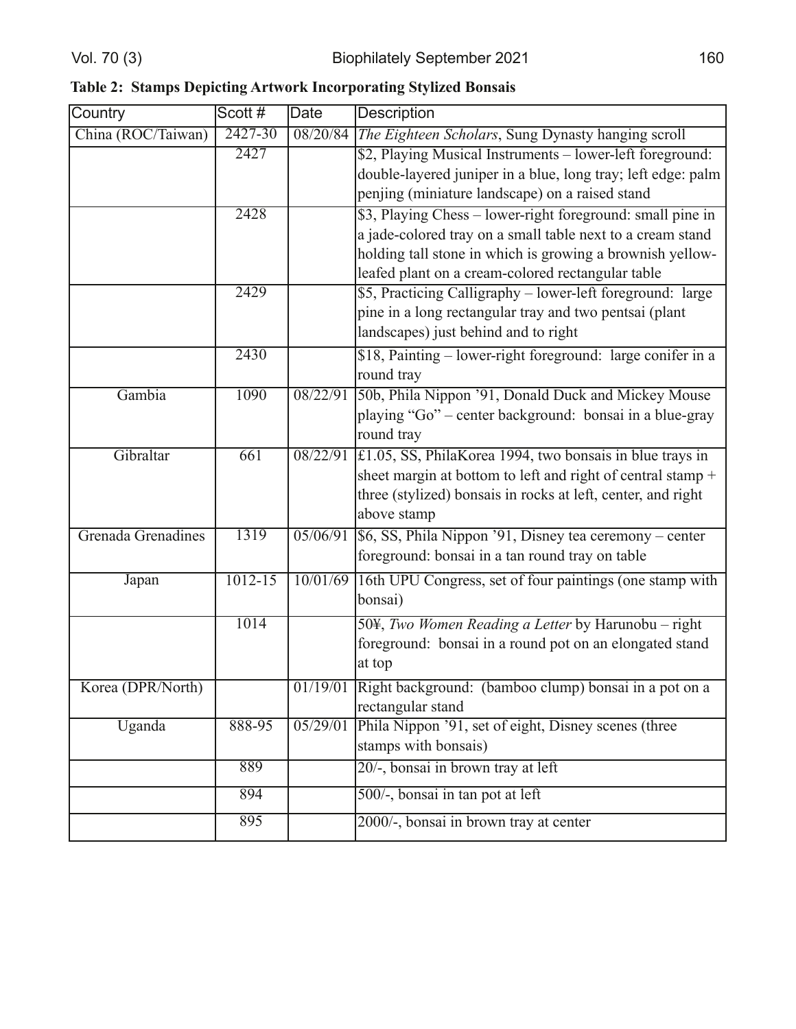**Table 2: Stamps Depicting Artwork Incorporating Stylized Bonsais**

| Country | Scott # | Date | Description |
|---|---|---|---|
| China (ROC/Taiwan) | 2427-30 | 08/20/84 | *The Eighteen Scholars*, Sung Dynasty hanging scroll |
| | 2427 | | $2, Playing Musical Instruments – lower-left foreground: double-layered juniper in a blue, long tray; left edge: palm penjing (miniature landscape) on a raised stand |
| | 2428 | | $3, Playing Chess – lower-right foreground: small pine in a jade-colored tray on a small table next to a cream stand holding tall stone in which is growing a brownish yellow-leafed plant on a cream-colored rectangular table |
| | 2429 | | $5, Practicing Calligraphy – lower-left foreground: large pine in a long rectangular tray and two pentsai (plant landscapes) just behind and to right |
| | 2430 | | $18, Painting – lower-right foreground: large conifer in a round tray |
| Gambia | 1090 | 08/22/91 | 50b, Phila Nippon '91, Donald Duck and Mickey Mouse playing "Go" – center background: bonsai in a blue-gray round tray |
| Gibraltar | 661 | 08/22/91 | £1.05, SS, PhilaKorea 1994, two bonsais in blue trays in sheet margin at bottom to left and right of central stamp + three (stylized) bonsais in rocks at left, center, and right above stamp |
| Grenada Grenadines | 1319 | 05/06/91 | $6, SS, Phila Nippon '91, Disney tea ceremony – center foreground: bonsai in a tan round tray on table |
| Japan | 1012-15 | 10/01/69 | 16th UPU Congress, set of four paintings (one stamp with bonsai) |
| | 1014 | | 50¥, *Two Women Reading a Letter* by Harunobu – right foreground: bonsai in a round pot on an elongated stand at top |
| Korea (DPR/North) | | 01/19/01 | Right background: (bamboo clump) bonsai in a pot on a rectangular stand |
| Uganda | 888-95 | 05/29/01 | Phila Nippon '91, set of eight, Disney scenes (three stamps with bonsais) |
| | 889 | | 20/-, bonsai in brown tray at left |
| | 894 | | 500/-, bonsai in tan pot at left |
| | 895 | | 2000/-, bonsai in brown tray at center |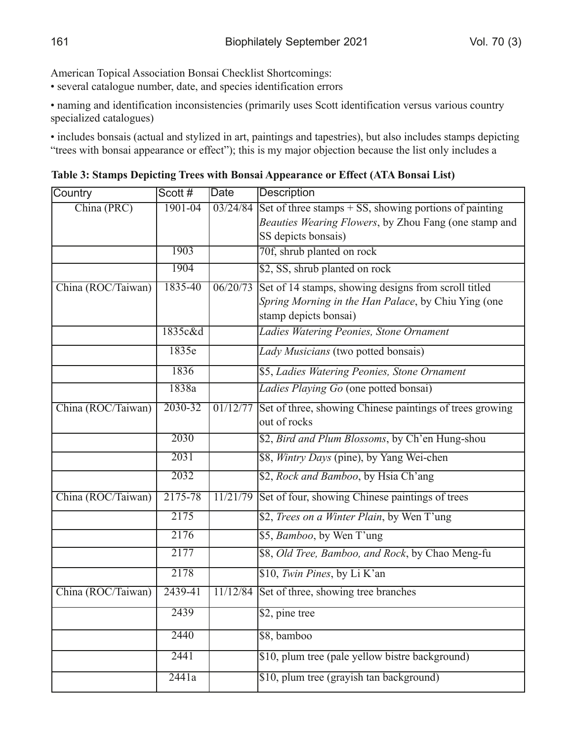American Topical Association Bonsai Checklist Shortcomings:

- several catalogue number, date, and species identification errors
- naming and identification inconsistencies (primarily uses Scott identification versus various country specialized catalogues)
- includes bonsais (actual and stylized in art, paintings and tapestries), but also includes stamps depicting "trees with bonsai appearance or effect"); this is my major objection because the list only includes a

**Table 3: Stamps Depicting Trees with Bonsai Appearance or Effect (ATA Bonsai List)**

| Country | Scott # | Date | Description |
|---|---|---|---|
| China (PRC) | 1901-04 | 03/24/84 | Set of three stamps + SS, showing portions of painting *Beauties Wearing Flowers*, by Zhou Fang (one stamp and SS depicts bonsais) |
| | 1903 | | 70f, shrub planted on rock |
| | 1904 | | $2, SS, shrub planted on rock |
| China (ROC/Taiwan) | 1835-40 | 06/20/73 | Set of 14 stamps, showing designs from scroll titled *Spring Morning in the Han Palace*, by Chiu Ying (one stamp depicts bonsai) |
| | 1835c&d | | *Ladies Watering Peonies, Stone Ornament* |
| | 1835e | | *Lady Musicians* (two potted bonsais) |
| | 1836 | | $5, *Ladies Watering Peonies, Stone Ornament* |
| | 1838a | | *Ladies Playing Go* (one potted bonsai) |
| China (ROC/Taiwan) | 2030-32 | 01/12/77 | Set of three, showing Chinese paintings of trees growing out of rocks |
| | 2030 | | $2, *Bird and Plum Blossoms*, by Ch'en Hung-shou |
| | 2031 | | $8, *Wintry Days* (pine), by Yang Wei-chen |
| | 2032 | | $2, *Rock and Bamboo*, by Hsia Ch'ang |
| China (ROC/Taiwan) | 2175-78 | 11/21/79 | Set of four, showing Chinese paintings of trees |
| | 2175 | | $2, *Trees on a Winter Plain*, by Wen T'ung |
| | 2176 | | $5, *Bamboo*, by Wen T'ung |
| | 2177 | | $8, *Old Tree, Bamboo, and Rock*, by Chao Meng-fu |
| | 2178 | | $10, *Twin Pines*, by Li K'an |
| China (ROC/Taiwan) | 2439-41 | 11/12/84 | Set of three, showing tree branches |
| | 2439 | | $2, pine tree |
| | 2440 | | $8, bamboo |
| | 2441 | | $10, plum tree (pale yellow bistre background) |
| | 2441a | | $10, plum tree (grayish tan background) |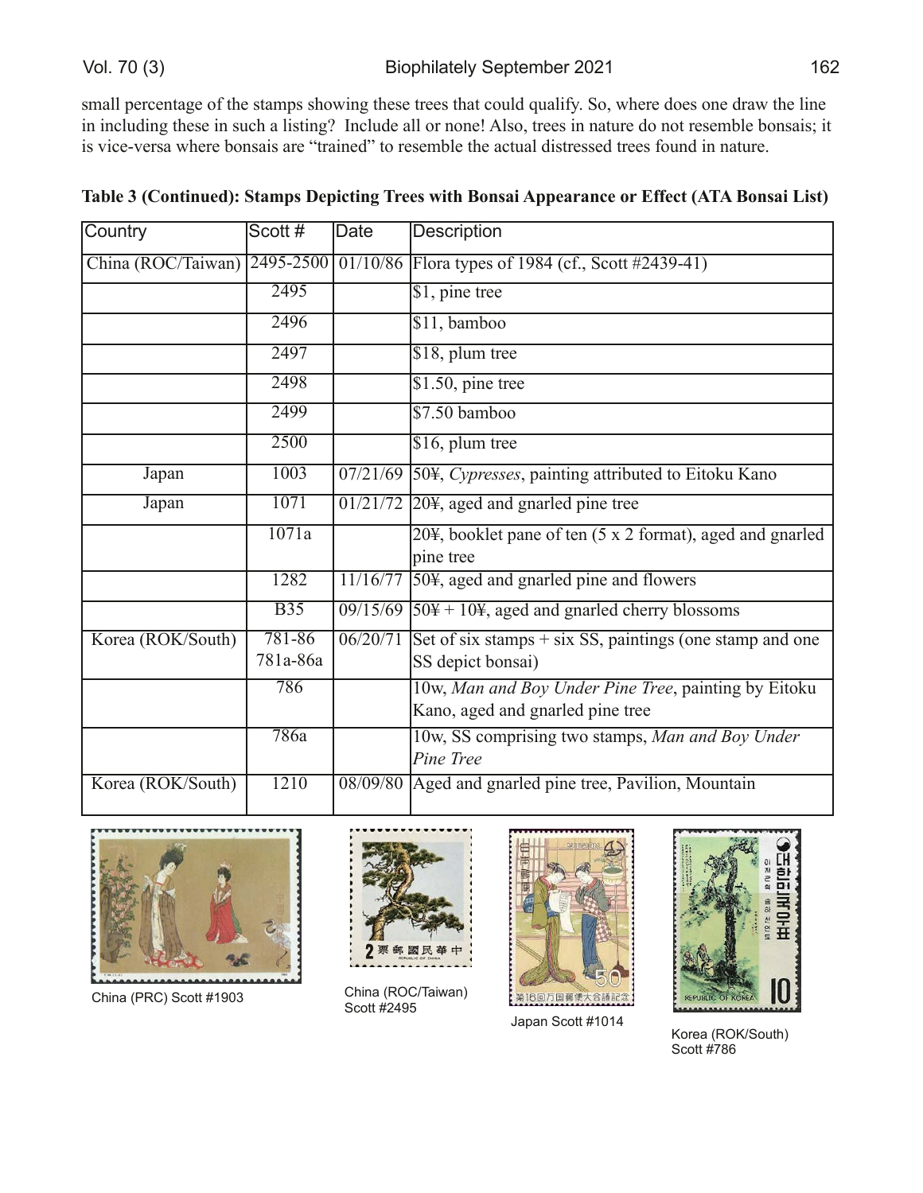small percentage of the stamps showing these trees that could qualify. So, where does one draw the line in including these in such a listing? Include all or none! Also, trees in nature do not resemble bonsais; it is vice-versa where bonsais are "trained" to resemble the actual distressed trees found in nature.

**Table 3 (Continued): Stamps Depicting Trees with Bonsai Appearance or Effect (ATA Bonsai List)**

| Country | Scott # | Date | Description |
|---|---|---|---|
| China (ROC/Taiwan) | 2495-2500 | 01/10/86 | Flora types of 1984 (cf., Scott #2439-41) |
| | 2495 | | $1, pine tree |
| | 2496 | | $11, bamboo |
| | 2497 | | $18, plum tree |
| | 2498 | | $1.50, pine tree |
| | 2499 | | $7.50 bamboo |
| | 2500 | | $16, plum tree |
| Japan | 1003 | 07/21/69 | 50¥, *Cypresses*, painting attributed to Eitoku Kano |
| Japan | 1071 | 01/21/72 | 20¥, aged and gnarled pine tree |
| | 1071a | | 20¥, booklet pane of ten (5 x 2 format), aged and gnarled pine tree |
| | 1282 | 11/16/77 | 50¥, aged and gnarled pine and flowers |
| | B35 | 09/15/69 | 50¥ + 10¥, aged and gnarled cherry blossoms |
| Korea (ROK/South) | 781-86 781a-86a | 06/20/71 | Set of six stamps + six SS, paintings (one stamp and one SS depict bonsai) |
| | 786 | | 10w, *Man and Boy Under Pine Tree*, painting by Eitoku Kano, aged and gnarled pine tree |
| | 786a | | 10w, SS comprising two stamps, *Man and Boy Under Pine Tree* |
| Korea (ROK/South) | 1210 | 08/09/80 | Aged and gnarled pine tree, Pavilion, Mountain |

China (PRC) Scott #1903

China (ROC/Taiwan) Scott #2495

Japan Scott #1014

Korea (ROK/South) Scott #786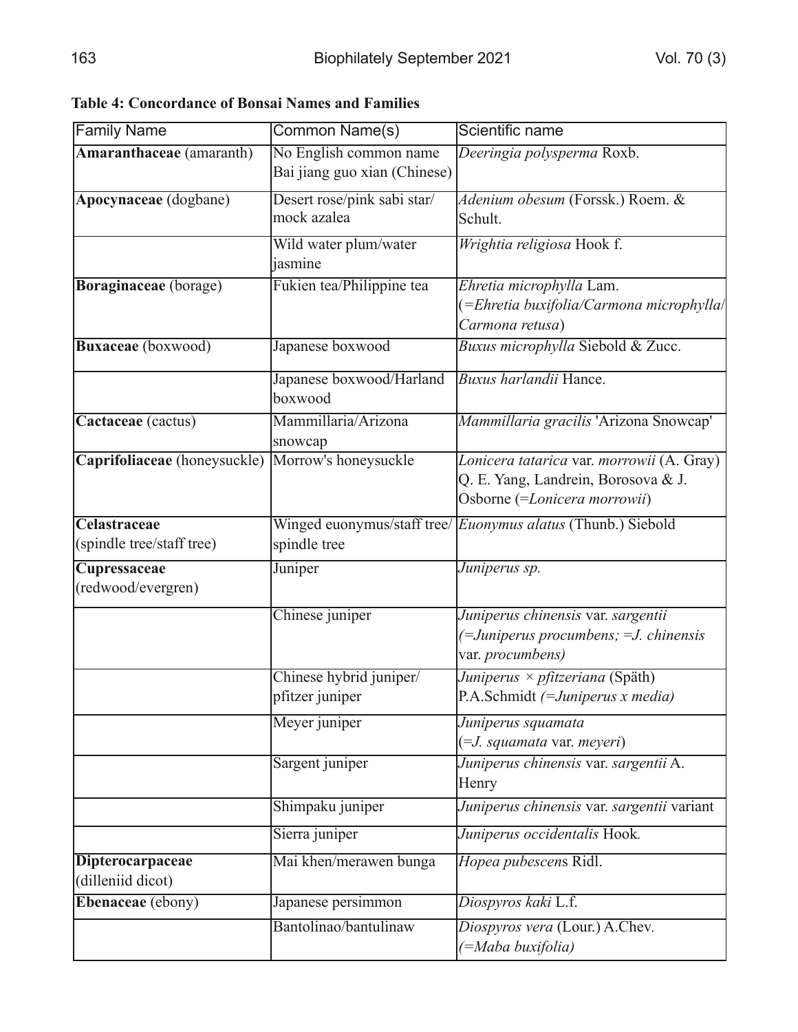**Table 4: Concordance of Bonsai Names and Families**

| Family Name | Common Name(s) | Scientific name |
|---|---|---|
| **Amaranthaceae** (amaranth) | No English common name Bai jiang guo xian (Chinese) | *Deeringia polysperma* Roxb. |
| **Apocynaceae** (dogbane) | Desert rose/pink sabi star/ mock azalea | *Adenium obesum* (Forssk.) Roem. & Schult. |
| | Wild water plum/water jasmine | *Wrightia religiosa* Hook f. |
| **Boraginaceae** (borage) | Fukien tea/Philippine tea | *Ehretia microphylla* Lam. (=*Ehretia buxifolia*/*Carmona microphylla*/ *Carmona retusa*) |
| **Buxaceae** (boxwood) | Japanese boxwood | *Buxus microphylla* Siebold & Zucc. |
| | Japanese boxwood/Harland boxwood | *Buxus harlandii* Hance. |
| **Cactaceae** (cactus) | Mammillaria/Arizona snowcap | *Mammillaria gracilis* 'Arizona Snowcap' |
| **Caprifoliaceae** (honeysuckle) | Morrow's honeysuckle | *Lonicera tatarica* var. *morrowii* (A. Gray) Q. E. Yang, Landrein, Borosova & J. Osborne (=*Lonicera morrowii*) |
| **Celastraceae** (spindle tree/staff tree) | Winged euonymus/staff tree/ spindle tree | *Euonymus alatus* (Thunb.) Siebold |
| **Cupressaceae** (redwood/evergren) | Juniper | *Juniperus sp.* |
| | Chinese juniper | *Juniperus chinensis* var. *sargentii* (=*Juniperus procumbens;* =*J. chinensis* var. *procumbens)* |
| | Chinese hybrid juniper/ pfitzer juniper | *Juniperus × pfitzeriana* (Späth) P.A.Schmidt *(=Juniperus x media)* |
| | Meyer juniper | *Juniperus squamata* (=*J. squamata* var. *meyeri*) |
| | Sargent juniper | *Juniperus chinensis* var. *sargentii* A. Henry |
| | Shimpaku juniper | *Juniperus chinensis* var. *sargentii* variant |
| | Sierra juniper | *Juniperus occidentalis* Hook. |
| **Dipterocarpaceae** (dilleniid dicot) | Mai khen/merawen bunga | *Hopea pubescen*s Ridl. |
| **Ebenaceae** (ebony) | Japanese persimmon | *Diospyros kaki* L.f. |
| | Bantolinao/bantulinaw | *Diospyros vera* (Lour.) A.Chev. *(=Maba buxifolia)* |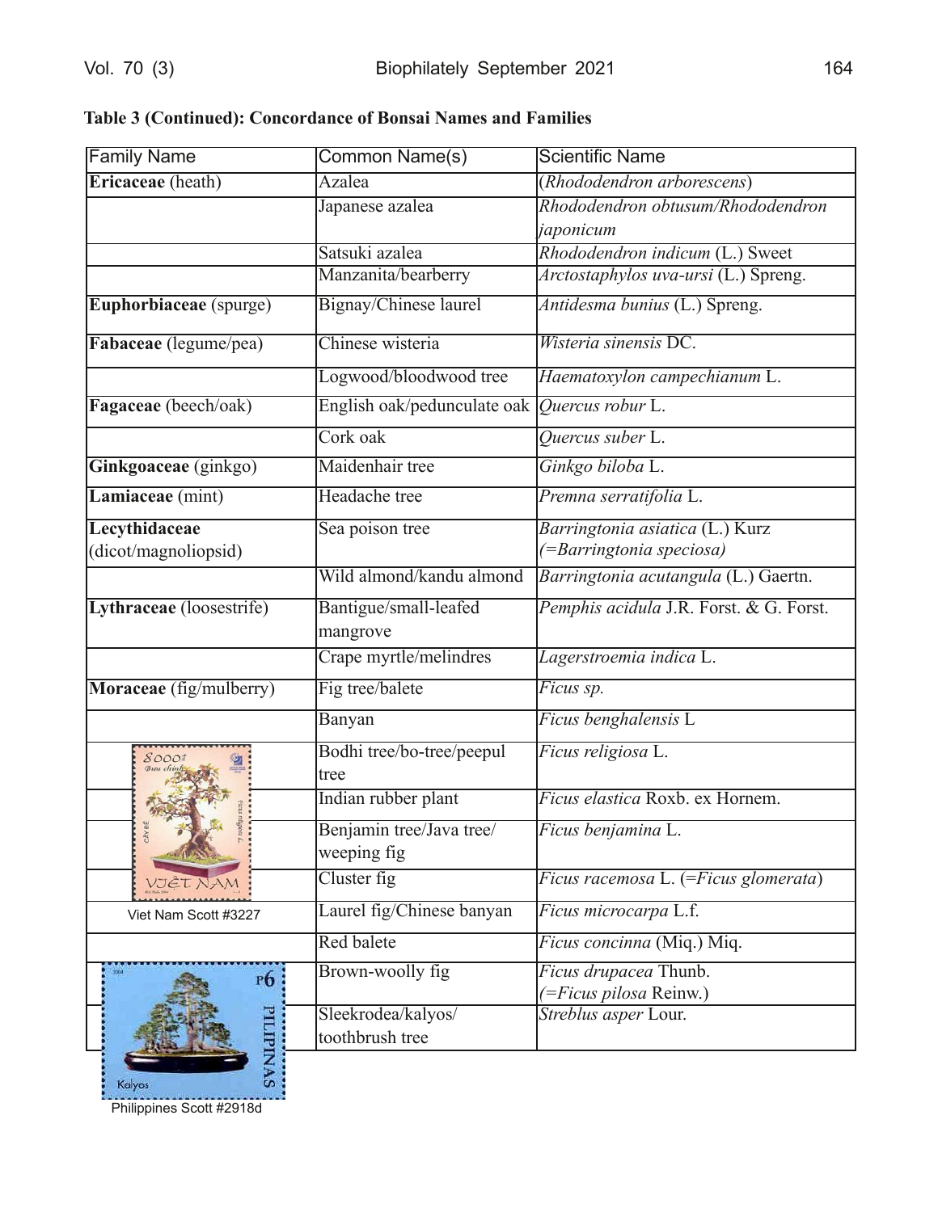**Table 3 (Continued): Concordance of Bonsai Names and Families**

| Family Name | Common Name(s) | Scientific Name |
|---|---|---|
| **Ericaceae** (heath) | Azalea | (*Rhododendron arborescens*) |
| | Japanese azalea | *Rhododendron obtusum/Rhododendron japonicum* |
| | Satsuki azalea | *Rhododendron indicum* (L.) Sweet |
| | Manzanita/bearberry | *Arctostaphylos uva-ursi* (L.) Spreng. |
| **Euphorbiaceae** (spurge) | Bignay/Chinese laurel | *Antidesma bunius* (L.) Spreng. |
| **Fabaceae** (legume/pea) | Chinese wisteria | *Wisteria sinensis* DC. |
| | Logwood/bloodwood tree | *Haematoxylon campechianum* L. |
| **Fagaceae** (beech/oak) | English oak/pedunculate oak | *Quercus robur* L. |
| | Cork oak | *Quercus suber* L. |
| **Ginkgoaceae** (ginkgo) | Maidenhair tree | *Ginkgo biloba* L. |
| **Lamiaceae** (mint) | Headache tree | *Premna serratifolia* L. |
| **Lecythidaceae** (dicot/magnoliopsid) | Sea poison tree | *Barringtonia asiatica* (L.) Kurz (*=Barringtonia speciosa)* |
| | Wild almond/kandu almond | *Barringtonia acutangula* (L.) Gaertn. |
| **Lythraceae** (loosestrife) | Bantigue/small-leafed mangrove | *Pemphis acidula* J.R. Forst. & G. Forst. |
| | Crape myrtle/melindres | *Lagerstroemia indica* L. |
| **Moraceae** (fig/mulberry) | Fig tree/balete | *Ficus sp.* |
| | Banyan | *Ficus benghalensis* L |
| | Bodhi tree/bo-tree/peepul tree | *Ficus religiosa* L. |
| | Indian rubber plant | *Ficus elastica* Roxb. ex Hornem. |
| | Benjamin tree/Java tree/ weeping fig | *Ficus benjamina* L. |
| | Cluster fig | *Ficus racemosa* L. (=*Ficus glomerata*) |
| Viet Nam Scott #3227 | Laurel fig/Chinese banyan | *Ficus microcarpa* L.f. |
| | Red balete | *Ficus concinna* (Miq.) Miq. |
| | Brown-woolly fig | *Ficus drupacea* Thunb. (*=Ficus pilosa* Reinw.) |
| | Sleekrodea/kalyos/ toothbrush tree | *Streblus asper* Lour. |

Philippines Scott #2918d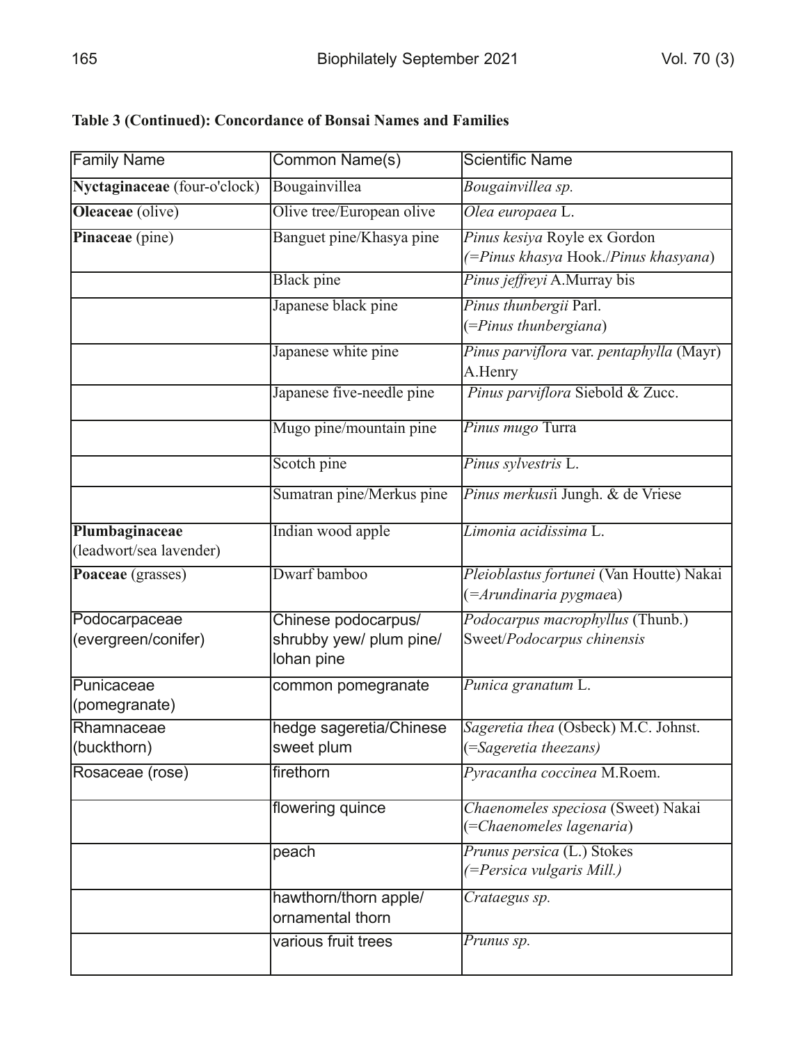**Table 3 (Continued): Concordance of Bonsai Names and Families**

| Family Name | Common Name(s) | Scientific Name |
|---|---|---|
| **Nyctaginaceae** (four-o'clock) | Bougainvillea | *Bougainvillea sp.* |
| **Oleaceae** (olive) | Olive tree/European olive | *Olea europaea* L. |
| **Pinaceae** (pine) | Banguet pine/Khasya pine | *Pinus kesiya* Royle ex Gordon (=*Pinus khasya* Hook./*Pinus khasyana*) |
| | Black pine | *Pinus jeffreyi* A.Murray bis |
| | Japanese black pine | *Pinus thunbergii* Parl. (=*Pinus thunbergiana*) |
| | Japanese white pine | *Pinus parviflora* var. *pentaphylla* (Mayr) A.Henry |
| | Japanese five-needle pine | *Pinus parviflora* Siebold & Zucc. |
| | Mugo pine/mountain pine | *Pinus mugo* Turra |
| | Scotch pine | *Pinus sylvestris* L. |
| | Sumatran pine/Merkus pine | *Pinus merkusi*i Jungh. & de Vriese |
| **Plumbaginaceae** (leadwort/sea lavender) | Indian wood apple | *Limonia acidissima* L. |
| **Poaceae** (grasses) | Dwarf bamboo | *Pleioblastus fortunei* (Van Houtte) Nakai (=*Arundinaria pygmae*a) |
| Podocarpaceae (evergreen/conifer) | Chinese podocarpus/ shrubby yew/ plum pine/ lohan pine | *Podocarpus macrophyllus* (Thunb.) Sweet/*Podocarpus chinensis* |
| Punicaceae (pomegranate) | common pomegranate | *Punica granatum* L. |
| Rhamnaceae (buckthorn) | hedge sageretia/Chinese sweet plum | *Sageretia thea* (Osbeck) M.C. Johnst. (=*Sageretia theezans)* |
| Rosaceae (rose) | firethorn | *Pyracantha coccinea* M.Roem. |
| | flowering quince | *Chaenomeles speciosa* (Sweet) Nakai (=*Chaenomeles lagenaria*) |
| | peach | *Prunus persica* (L.) Stokes *(=Persica vulgaris Mill.)* |
| | hawthorn/thorn apple/ ornamental thorn | *Crataegus sp.* |
| | various fruit trees | *Prunus sp.* |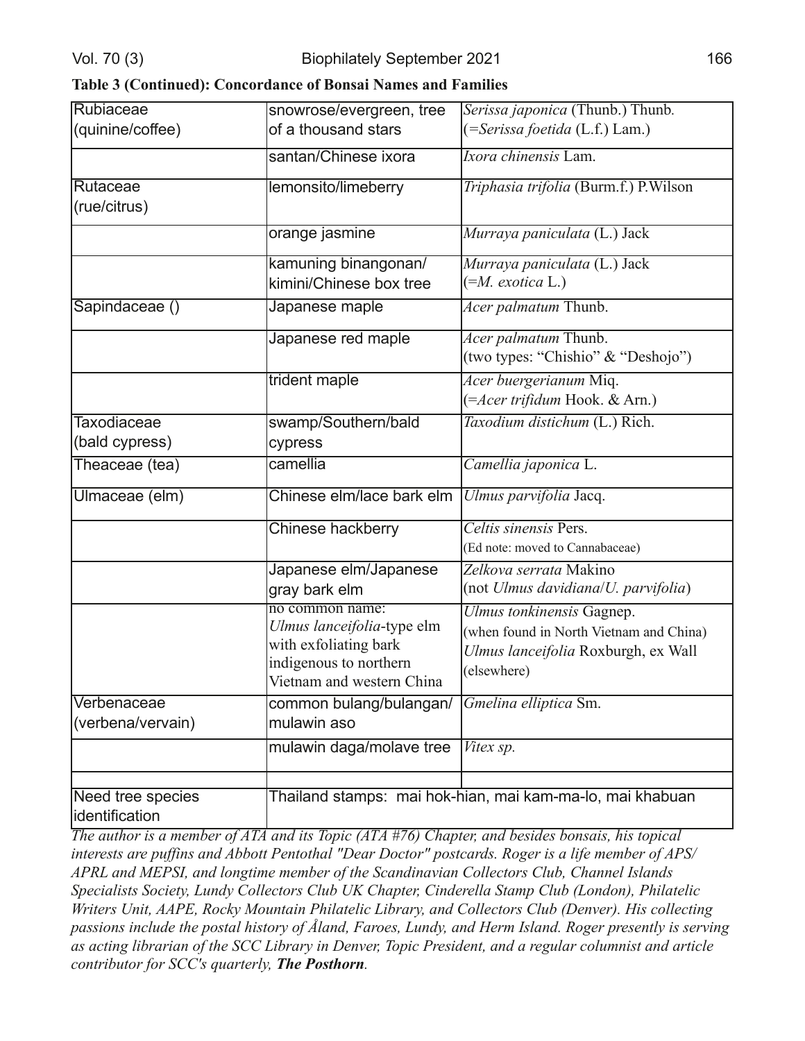**Table 3 (Continued): Concordance of Bonsai Names and Families**

| | | |
|---|---|---|
| Rubiaceae (quinine/coffee) | snowrose/evergreen, tree of a thousand stars | *Serissa japonica* (Thunb.) Thunb. (=*Serissa foetida* (L.f.) Lam.) |
| | santan/Chinese ixora | *Ixora chinensis* Lam. |
| Rutaceae (rue/citrus) | lemonsito/limeberry | *Triphasia trifolia* (Burm.f.) P.Wilson |
| | orange jasmine | *Murraya paniculata* (L.) Jack |
| | kamuning binangonan/ kimini/Chinese box tree | *Murraya paniculata* (L.) Jack (=*M. exotica* L.) |
| Sapindaceae () | Japanese maple | *Acer palmatum* Thunb. |
| | Japanese red maple | *Acer palmatum* Thunb. (two types: "Chishio" & "Deshojo") |
| | trident maple | *Acer buergerianum* Miq. (=*Acer trifidum* Hook. & Arn.) |
| Taxodiaceae (bald cypress) | swamp/Southern/bald cypress | *Taxodium distichum* (L.) Rich. |
| Theaceae (tea) | camellia | *Camellia japonica* L. |
| Ulmaceae (elm) | Chinese elm/lace bark elm | *Ulmus parvifolia* Jacq. |
| | Chinese hackberry | *Celtis sinensis* Pers. (Ed note: moved to Cannabaceae) |
| | Japanese elm/Japanese gray bark elm | *Zelkova serrata* Makino (not *Ulmus davidiana*/*U. parvifolia*) |
| | no common name: *Ulmus lanceifolia*-type elm with exfoliating bark indigenous to northern Vietnam and western China | *Ulmus tonkinensis* Gagnep. (when found in North Vietnam and China) *Ulmus lanceifolia* Roxburgh, ex Wall (elsewhere) |
| Verbenaceae (verbena/vervain) | common bulang/bulangan/ mulawin aso | *Gmelina elliptica* Sm. |
| | mulawin daga/molave tree | *Vitex sp.* |
| | | |
| Need tree species identification | Thailand stamps: mai hok-hian, mai kam-ma-lo, mai khabuan | |

*The author is a member of ATA and its Topic (ATA #76) Chapter, and besides bonsais, his topical interests are puffins and Abbott Pentothal "Dear Doctor" postcards. Roger is a life member of APS/ APRL and MEPSI, and longtime member of the Scandinavian Collectors Club, Channel Islands Specialists Society, Lundy Collectors Club UK Chapter, Cinderella Stamp Club (London), Philatelic Writers Unit, AAPE, Rocky Mountain Philatelic Library, and Collectors Club (Denver). His collecting passions include the postal history of Åland, Faroes, Lundy, and Herm Island. Roger presently is serving as acting librarian of the SCC Library in Denver, Topic President, and a regular columnist and article contributor for SCC's quarterly,* ***The Posthorn****.*